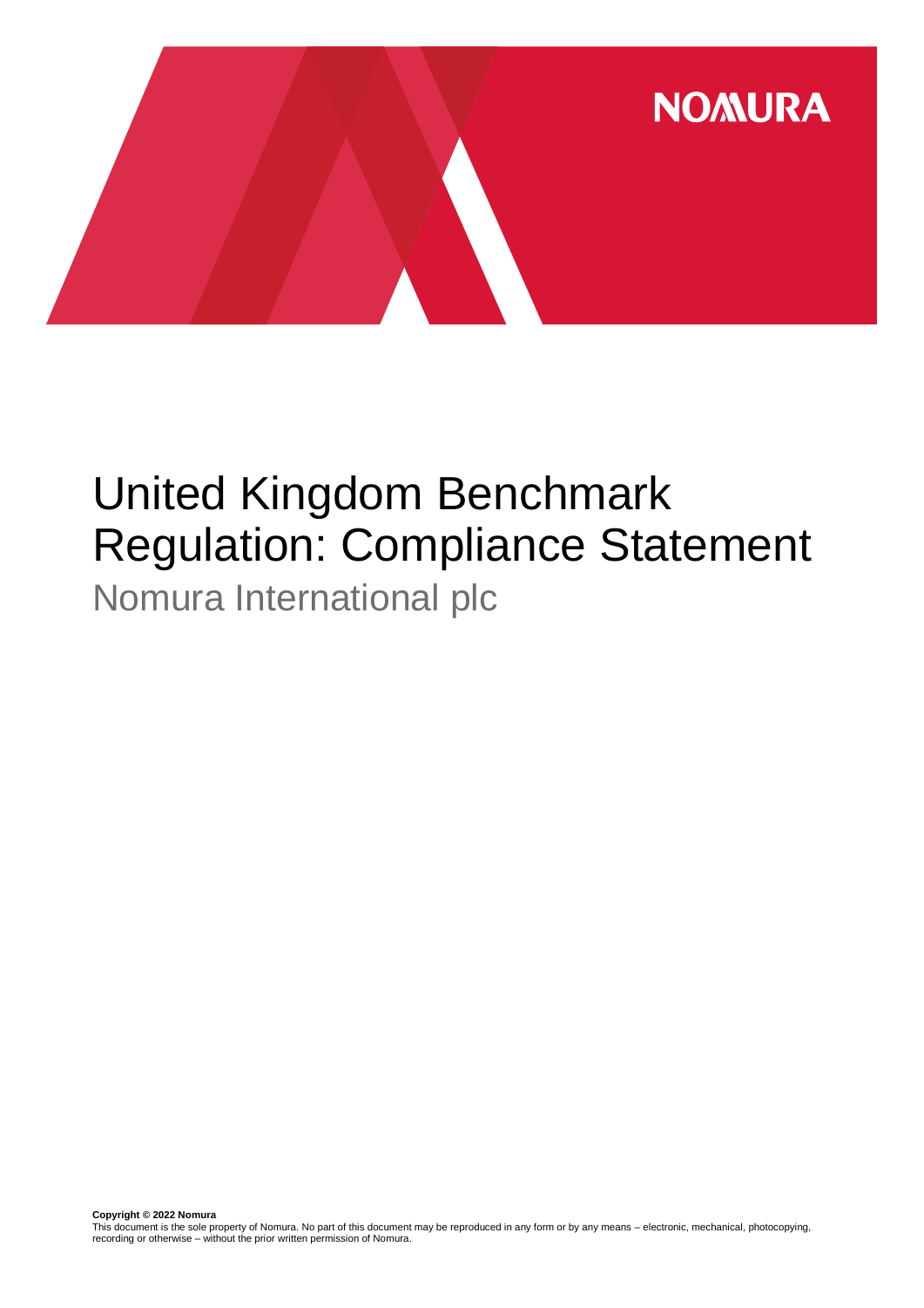NOMURA

# United Kingdom Benchmark Regulation: Compliance Statement

## Nomura International plc

**Copyright © 2022 Nomura**
This document is the sole property of Nomura. No part of this document may be reproduced in any form or by any means – electronic, mechanical, photocopying, recording or otherwise – without the prior written permission of Nomura.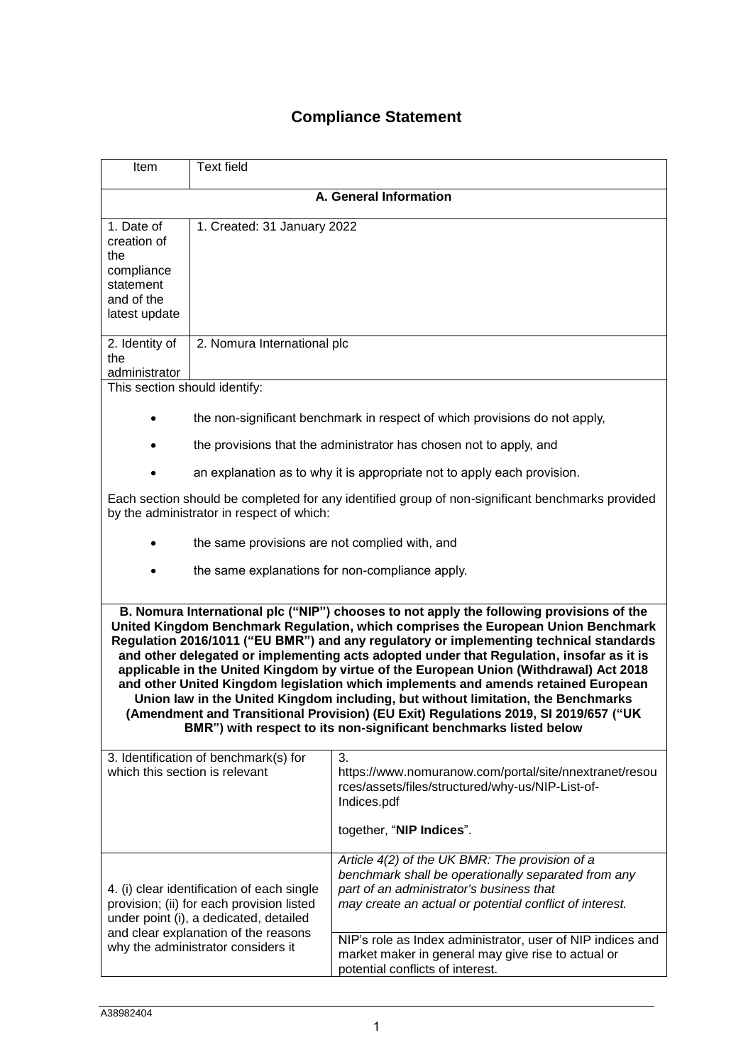# Compliance Statement

| Item | Text field |
|---|---|
| **A. General Information** | |
| 1. Date of creation of the compliance statement and of the latest update | 1. Created: 31 January 2022 |
| 2. Identity of the administrator | 2. Nomura International plc |

This section should identify:

- the non-significant benchmark in respect of which provisions do not apply,
- the provisions that the administrator has chosen not to apply, and
- an explanation as to why it is appropriate not to apply each provision.

Each section should be completed for any identified group of non-significant benchmarks provided by the administrator in respect of which:

- the same provisions are not complied with, and
- the same explanations for non-compliance apply.

**B. Nomura International plc ("NIP") chooses to not apply the following provisions of the United Kingdom Benchmark Regulation, which comprises the European Union Benchmark Regulation 2016/1011 ("EU BMR") and any regulatory or implementing technical standards and other delegated or implementing acts adopted under that Regulation, insofar as it is applicable in the United Kingdom by virtue of the European Union (Withdrawal) Act 2018 and other United Kingdom legislation which implements and amends retained European Union law in the United Kingdom including, but without limitation, the Benchmarks (Amendment and Transitional Provision) (EU Exit) Regulations 2019, SI 2019/657 ("UK BMR") with respect to its non-significant benchmarks listed below**

| | |
|---|---|
| 3. Identification of benchmark(s) for which this section is relevant | 3. https://www.nomuranow.com/portal/site/nnextranet/resources/assets/files/structured/why-us/NIP-List-of-Indices.pdf<br><br>together, "**NIP Indices**". |
| 4. (i) clear identification of each single provision; (ii) for each provision listed under point (i), a dedicated, detailed and clear explanation of the reasons why the administrator considers it | *Article 4(2) of the UK BMR: The provision of a benchmark shall be operationally separated from any part of an administrator's business that may create an actual or potential conflict of interest.* |
| | NIP's role as Index administrator, user of NIP indices and market maker in general may give rise to actual or potential conflicts of interest. |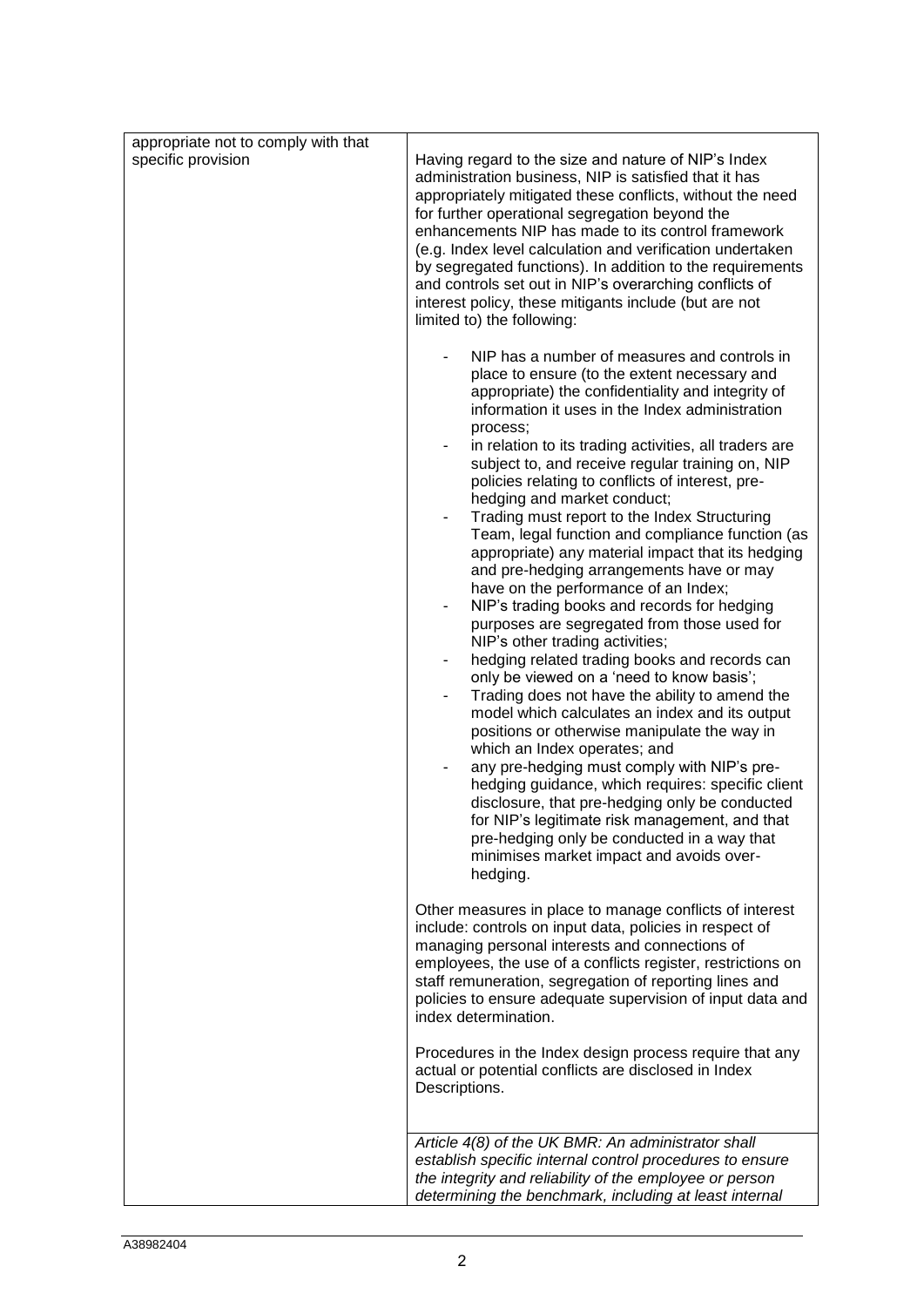| appropriate not to comply with that specific provision | Having regard to the size and nature of NIP's Index administration business, NIP is satisfied that it has appropriately mitigated these conflicts, without the need for further operational segregation beyond the enhancements NIP has made to its control framework (e.g. Index level calculation and verification undertaken by segregated functions). In addition to the requirements and controls set out in NIP's overarching conflicts of interest policy, these mitigants include (but are not limited to) the following:<br><br>- NIP has a number of measures and controls in place to ensure (to the extent necessary and appropriate) the confidentiality and integrity of information it uses in the Index administration process;<br>- in relation to its trading activities, all traders are subject to, and receive regular training on, NIP policies relating to conflicts of interest, pre-hedging and market conduct;<br>- Trading must report to the Index Structuring Team, legal function and compliance function (as appropriate) any material impact that its hedging and pre-hedging arrangements have or may have on the performance of an Index;<br>- NIP's trading books and records for hedging purposes are segregated from those used for NIP's other trading activities;<br>- hedging related trading books and records can only be viewed on a 'need to know basis';<br>- Trading does not have the ability to amend the model which calculates an index and its output positions or otherwise manipulate the way in which an Index operates; and<br>- any pre-hedging must comply with NIP's pre-hedging guidance, which requires: specific client disclosure, that pre-hedging only be conducted for NIP's legitimate risk management, and that pre-hedging only be conducted in a way that minimises market impact and avoids over-hedging.<br><br>Other measures in place to manage conflicts of interest include: controls on input data, policies in respect of managing personal interests and connections of employees, the use of a conflicts register, restrictions on staff remuneration, segregation of reporting lines and policies to ensure adequate supervision of input data and index determination.<br><br>Procedures in the Index design process require that any actual or potential conflicts are disclosed in Index Descriptions. |
|---|---|
| | *Article 4(8) of the UK BMR: An administrator shall establish specific internal control procedures to ensure the integrity and reliability of the employee or person determining the benchmark, including at least internal* |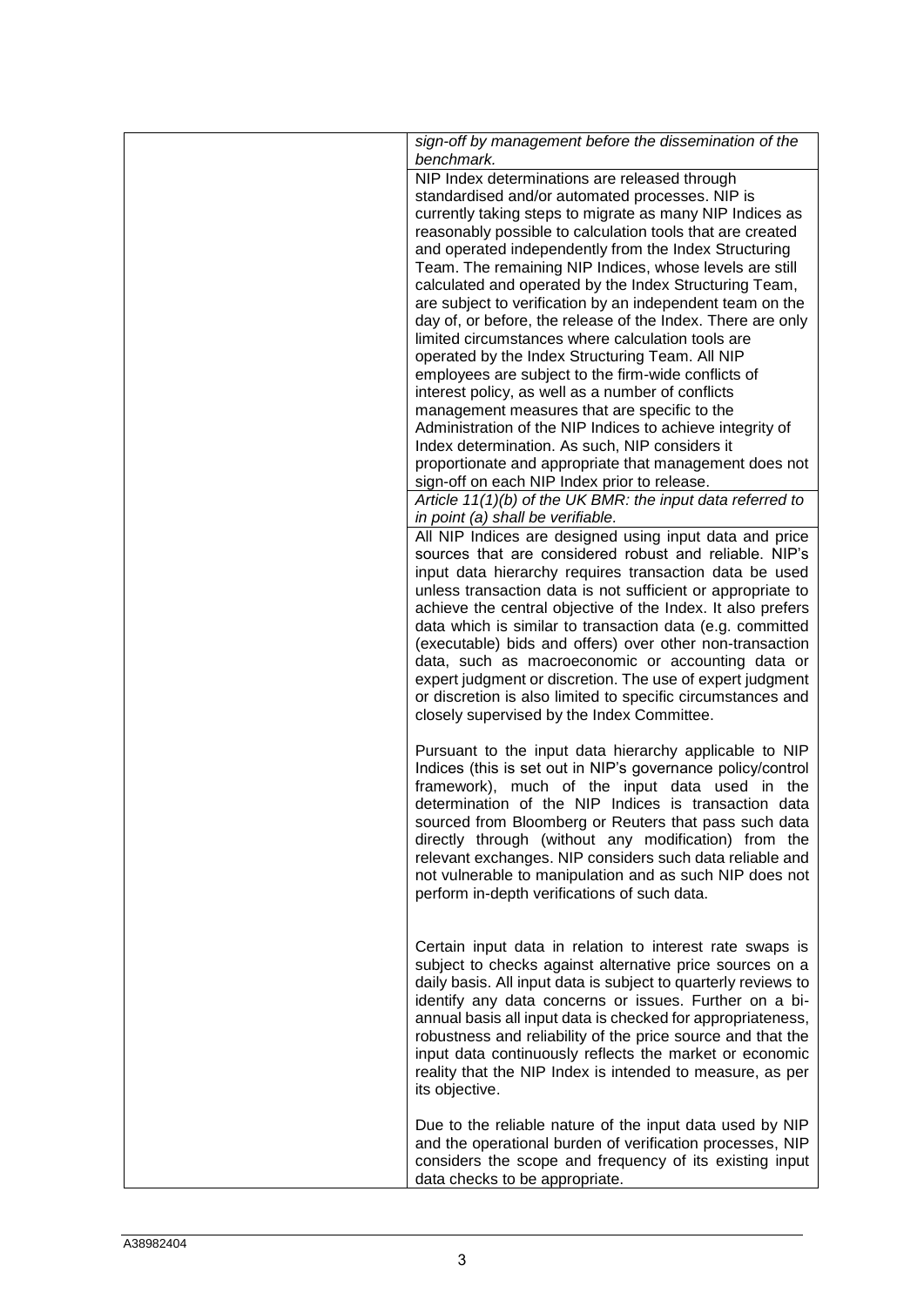| | |
|---|---|
| | *sign-off by management before the dissemination of the benchmark.* |
| | NIP Index determinations are released through standardised and/or automated processes. NIP is currently taking steps to migrate as many NIP Indices as reasonably possible to calculation tools that are created and operated independently from the Index Structuring Team. The remaining NIP Indices, whose levels are still calculated and operated by the Index Structuring Team, are subject to verification by an independent team on the day of, or before, the release of the Index. There are only limited circumstances where calculation tools are operated by the Index Structuring Team. All NIP employees are subject to the firm-wide conflicts of interest policy, as well as a number of conflicts management measures that are specific to the Administration of the NIP Indices to achieve integrity of Index determination. As such, NIP considers it proportionate and appropriate that management does not sign-off on each NIP Index prior to release. |
| | *Article 11(1)(b) of the UK BMR: the input data referred to in point (a) shall be verifiable.* |
| | All NIP Indices are designed using input data and price sources that are considered robust and reliable. NIP's input data hierarchy requires transaction data be used unless transaction data is not sufficient or appropriate to achieve the central objective of the Index. It also prefers data which is similar to transaction data (e.g. committed (executable) bids and offers) over other non-transaction data, such as macroeconomic or accounting data or expert judgment or discretion. The use of expert judgment or discretion is also limited to specific circumstances and closely supervised by the Index Committee.<br><br>Pursuant to the input data hierarchy applicable to NIP Indices (this is set out in NIP's governance policy/control framework), much of the input data used in the determination of the NIP Indices is transaction data sourced from Bloomberg or Reuters that pass such data directly through (without any modification) from the relevant exchanges. NIP considers such data reliable and not vulnerable to manipulation and as such NIP does not perform in-depth verifications of such data.<br><br>Certain input data in relation to interest rate swaps is subject to checks against alternative price sources on a daily basis. All input data is subject to quarterly reviews to identify any data concerns or issues. Further on a bi-annual basis all input data is checked for appropriateness, robustness and reliability of the price source and that the input data continuously reflects the market or economic reality that the NIP Index is intended to measure, as per its objective.<br><br>Due to the reliable nature of the input data used by NIP and the operational burden of verification processes, NIP considers the scope and frequency of its existing input data checks to be appropriate. |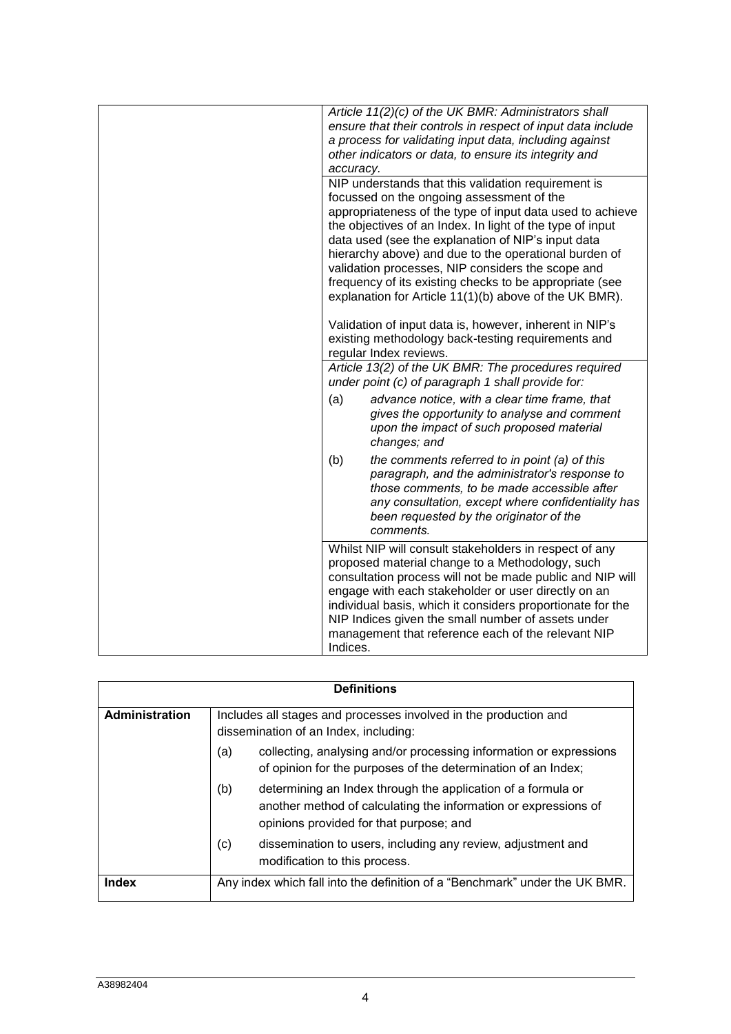| | |
|---|---|
| | *Article 11(2)(c) of the UK BMR: Administrators shall ensure that their controls in respect of input data include a process for validating input data, including against other indicators or data, to ensure its integrity and accuracy.* |
| | NIP understands that this validation requirement is focussed on the ongoing assessment of the appropriateness of the type of input data used to achieve the objectives of an Index. In light of the type of input data used (see the explanation of NIP's input data hierarchy above) and due to the operational burden of validation processes, NIP considers the scope and frequency of its existing checks to be appropriate (see explanation for Article 11(1)(b) above of the UK BMR).<br><br>Validation of input data is, however, inherent in NIP's existing methodology back-testing requirements and regular Index reviews. |
| | *Article 13(2) of the UK BMR: The procedures required under point (c) of paragraph 1 shall provide for:*<br><br>(a) *advance notice, with a clear time frame, that gives the opportunity to analyse and comment upon the impact of such proposed material changes; and*<br><br>(b) *the comments referred to in point (a) of this paragraph, and the administrator's response to those comments, to be made accessible after any consultation, except where confidentiality has been requested by the originator of the comments.* |
| | Whilst NIP will consult stakeholders in respect of any proposed material change to a Methodology, such consultation process will not be made public and NIP will engage with each stakeholder or user directly on an individual basis, which it considers proportionate for the NIP Indices given the small number of assets under management that reference each of the relevant NIP Indices. |

| **Definitions** | |
|---|---|
| **Administration** | Includes all stages and processes involved in the production and dissemination of an Index, including:<br><br>(a) collecting, analysing and/or processing information or expressions of opinion for the purposes of the determination of an Index;<br><br>(b) determining an Index through the application of a formula or another method of calculating the information or expressions of opinions provided for that purpose; and<br><br>(c) dissemination to users, including any review, adjustment and modification to this process. |
| **Index** | Any index which fall into the definition of a "Benchmark" under the UK BMR. |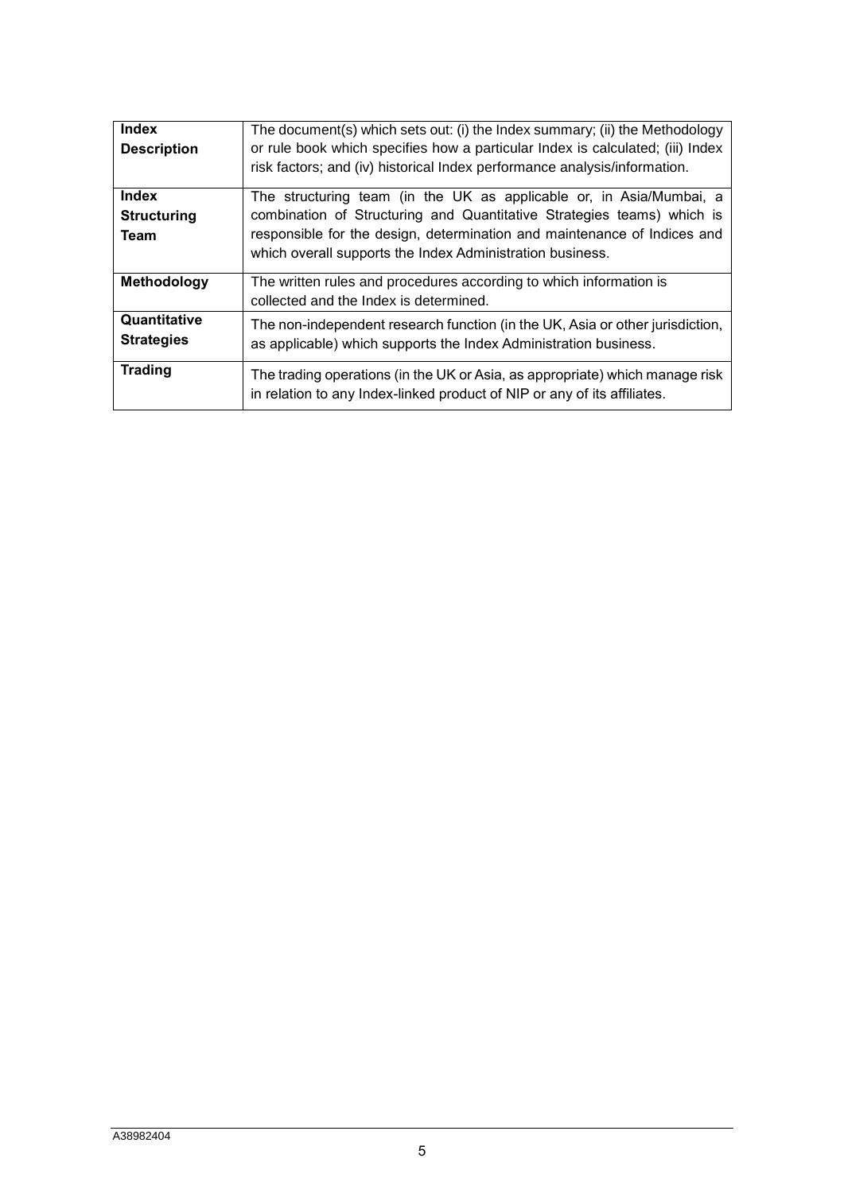| | |
|---|---|
| **Index Description** | The document(s) which sets out: (i) the Index summary; (ii) the Methodology or rule book which specifies how a particular Index is calculated; (iii) Index risk factors; and (iv) historical Index performance analysis/information. |
| **Index Structuring Team** | The structuring team (in the UK as applicable or, in Asia/Mumbai, a combination of Structuring and Quantitative Strategies teams) which is responsible for the design, determination and maintenance of Indices and which overall supports the Index Administration business. |
| **Methodology** | The written rules and procedures according to which information is collected and the Index is determined. |
| **Quantitative Strategies** | The non-independent research function (in the UK, Asia or other jurisdiction, as applicable) which supports the Index Administration business. |
| **Trading** | The trading operations (in the UK or Asia, as appropriate) which manage risk in relation to any Index-linked product of NIP or any of its affiliates. |